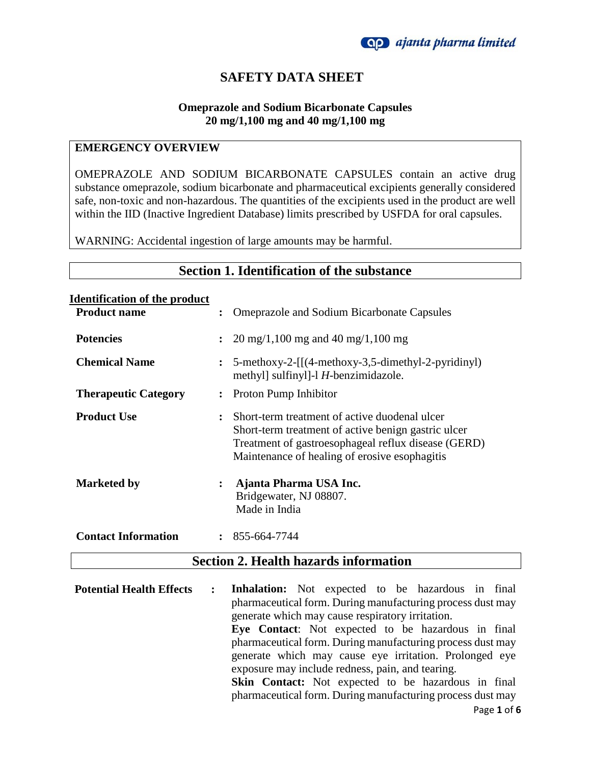# SAFETY DATA SHEET

**Omeprazole and Sodium Bicarbonate Capsules**
**20 mg/1,100 mg and 40 mg/1,100 mg**

## EMERGENCY OVERVIEW

OMEPRAZOLE AND SODIUM BICARBONATE CAPSULES contain an active drug substance omeprazole, sodium bicarbonate and pharmaceutical excipients generally considered safe, non-toxic and non-hazardous. The quantities of the excipients used in the product are well within the IID (Inactive Ingredient Database) limits prescribed by USFDA for oral capsules.

WARNING: Accidental ingestion of large amounts may be harmful.

## Section 1. Identification of the substance

**Identification of the product**

| | | |
|---|---|---|
| **Product name** | : | Omeprazole and Sodium Bicarbonate Capsules |
| **Potencies** | : | 20 mg/1,100 mg and 40 mg/1,100 mg |
| **Chemical Name** | : | 5-methoxy-2-[[(4-methoxy-3,5-dimethyl-2-pyridinyl) methyl] sulfinyl]-l *H*-benzimidazole. |
| **Therapeutic Category** | : | Proton Pump Inhibitor |
| **Product Use** | : | Short-term treatment of active duodenal ulcer<br>Short-term treatment of active benign gastric ulcer<br>Treatment of gastroesophageal reflux disease (GERD)<br>Maintenance of healing of erosive esophagitis |
| **Marketed by** | : | **Ajanta Pharma USA Inc.**<br>Bridgewater, NJ 08807.<br>Made in India |
| **Contact Information** | : | 855-664-7744 |

## Section 2. Health hazards information

**Potential Health Effects** :

**Inhalation:** Not expected to be hazardous in final pharmaceutical form. During manufacturing process dust may generate which may cause respiratory irritation.

**Eye Contact**: Not expected to be hazardous in final pharmaceutical form. During manufacturing process dust may generate which may cause eye irritation. Prolonged eye exposure may include redness, pain, and tearing.

**Skin Contact:** Not expected to be hazardous in final pharmaceutical form. During manufacturing process dust may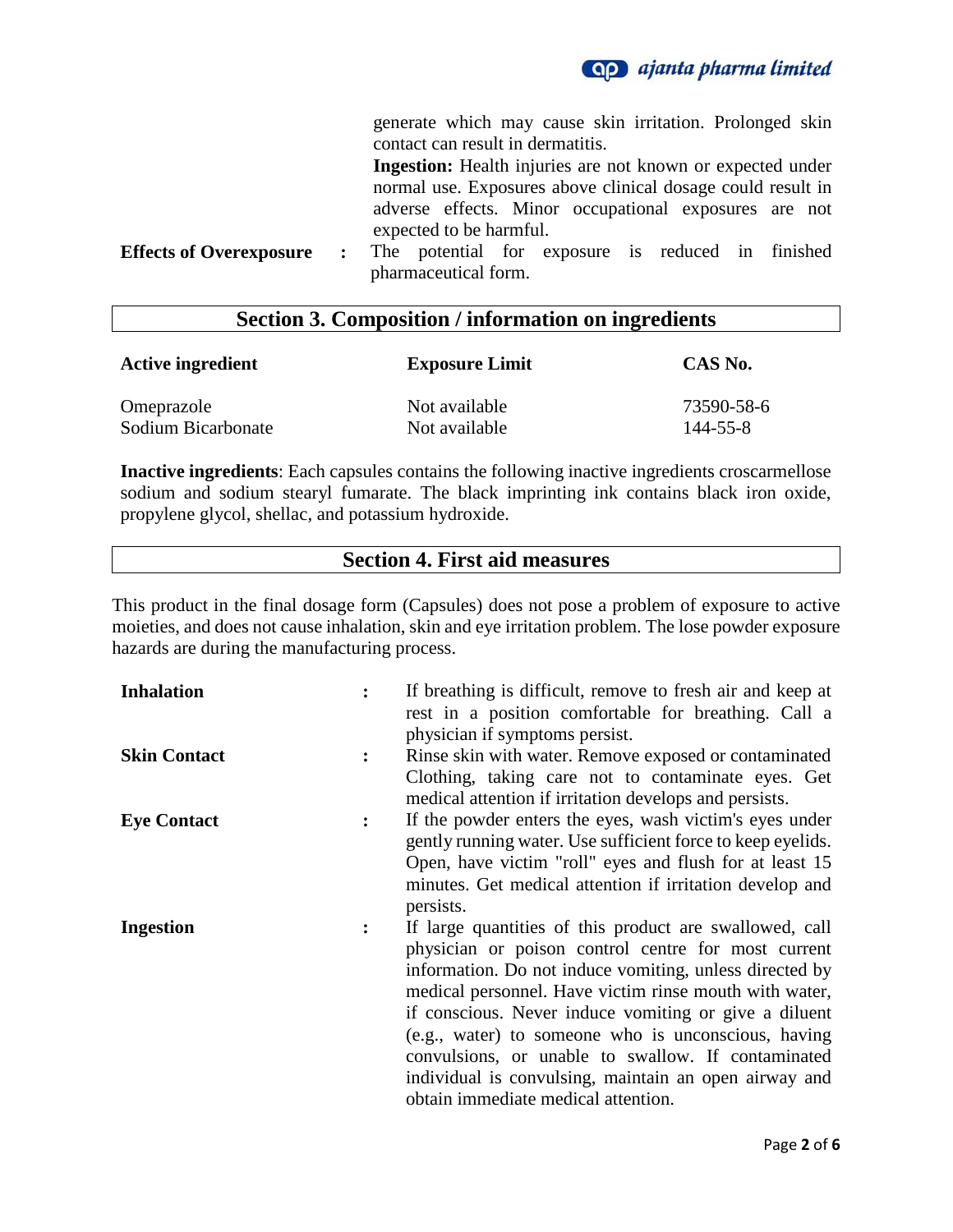generate which may cause skin irritation. Prolonged skin contact can result in dermatitis.

**Ingestion:** Health injuries are not known or expected under normal use. Exposures above clinical dosage could result in adverse effects. Minor occupational exposures are not expected to be harmful.

**Effects of Overexposure** : The potential for exposure is reduced in finished pharmaceutical form.

## Section 3. Composition / information on ingredients

| Active ingredient | Exposure Limit | CAS No. |
|---|---|---|
| Omeprazole | Not available | 73590-58-6 |
| Sodium Bicarbonate | Not available | 144-55-8 |

**Inactive ingredients**: Each capsules contains the following inactive ingredients croscarmellose sodium and sodium stearyl fumarate. The black imprinting ink contains black iron oxide, propylene glycol, shellac, and potassium hydroxide.

## Section 4. First aid measures

This product in the final dosage form (Capsules) does not pose a problem of exposure to active moieties, and does not cause inhalation, skin and eye irritation problem. The lose powder exposure hazards are during the manufacturing process.

**Inhalation** : If breathing is difficult, remove to fresh air and keep at rest in a position comfortable for breathing. Call a physician if symptoms persist.

**Skin Contact** : Rinse skin with water. Remove exposed or contaminated Clothing, taking care not to contaminate eyes. Get medical attention if irritation develops and persists.

**Eye Contact** : If the powder enters the eyes, wash victim's eyes under gently running water. Use sufficient force to keep eyelids. Open, have victim "roll" eyes and flush for at least 15 minutes. Get medical attention if irritation develop and persists.

**Ingestion** : If large quantities of this product are swallowed, call physician or poison control centre for most current information. Do not induce vomiting, unless directed by medical personnel. Have victim rinse mouth with water, if conscious. Never induce vomiting or give a diluent (e.g., water) to someone who is unconscious, having convulsions, or unable to swallow. If contaminated individual is convulsing, maintain an open airway and obtain immediate medical attention.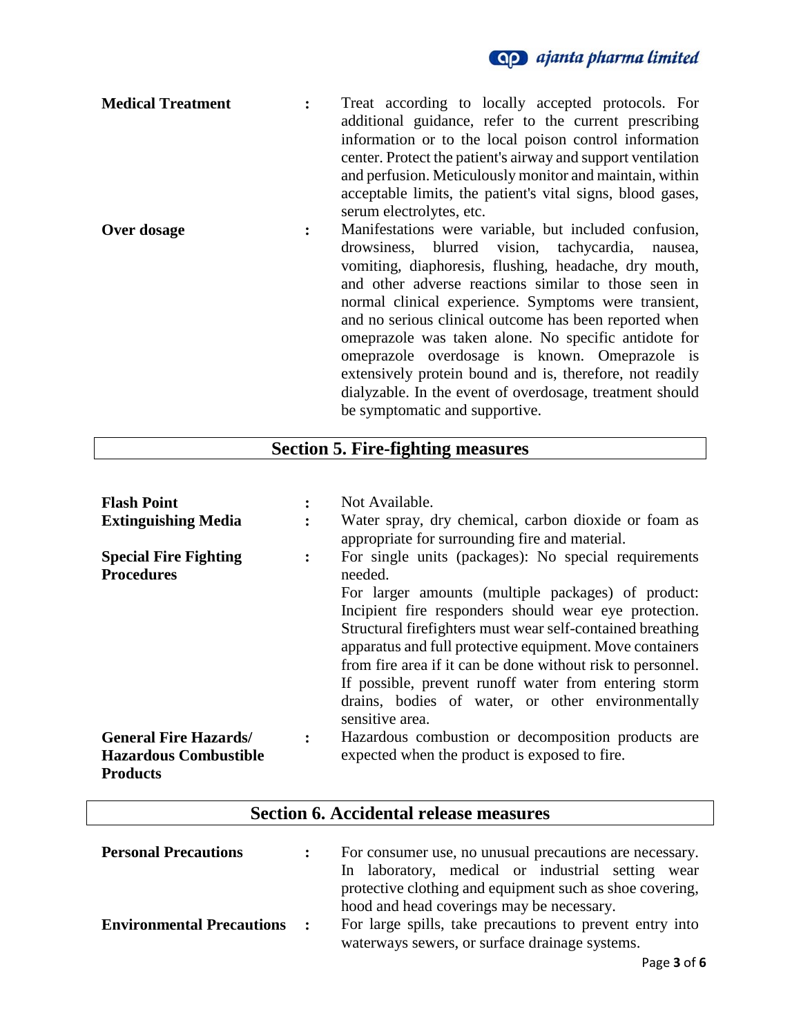**Medical Treatment** : Treat according to locally accepted protocols. For additional guidance, refer to the current prescribing information or to the local poison control information center. Protect the patient's airway and support ventilation and perfusion. Meticulously monitor and maintain, within acceptable limits, the patient's vital signs, blood gases, serum electrolytes, etc.

**Over dosage** : Manifestations were variable, but included confusion, drowsiness, blurred vision, tachycardia, nausea, vomiting, diaphoresis, flushing, headache, dry mouth, and other adverse reactions similar to those seen in normal clinical experience. Symptoms were transient, and no serious clinical outcome has been reported when omeprazole was taken alone. No specific antidote for omeprazole overdosage is known. Omeprazole is extensively protein bound and is, therefore, not readily dialyzable. In the event of overdosage, treatment should be symptomatic and supportive.

## Section 5. Fire-fighting measures

**Flash Point** : Not Available.

**Extinguishing Media** : Water spray, dry chemical, carbon dioxide or foam as appropriate for surrounding fire and material.

**Special Fire Fighting Procedures** : For single units (packages): No special requirements needed.
For larger amounts (multiple packages) of product: Incipient fire responders should wear eye protection. Structural firefighters must wear self-contained breathing apparatus and full protective equipment. Move containers from fire area if it can be done without risk to personnel. If possible, prevent runoff water from entering storm drains, bodies of water, or other environmentally sensitive area.

**General Fire Hazards/ Hazardous Combustible Products** : Hazardous combustion or decomposition products are expected when the product is exposed to fire.

## Section 6. Accidental release measures

**Personal Precautions** : For consumer use, no unusual precautions are necessary. In laboratory, medical or industrial setting wear protective clothing and equipment such as shoe covering, hood and head coverings may be necessary.

**Environmental Precautions** : For large spills, take precautions to prevent entry into waterways sewers, or surface drainage systems.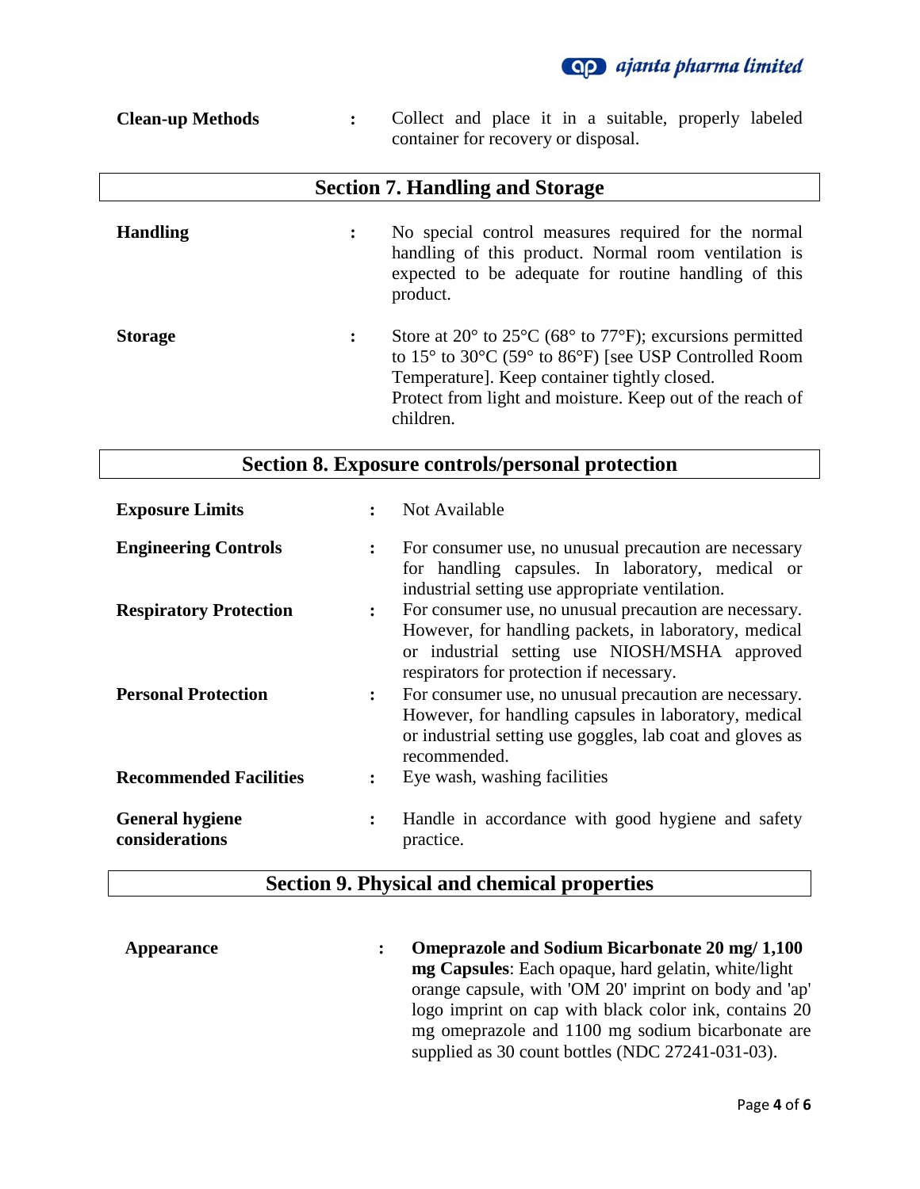**Clean-up Methods** : Collect and place it in a suitable, properly labeled container for recovery or disposal.

## Section 7. Handling and Storage

**Handling** : No special control measures required for the normal handling of this product. Normal room ventilation is expected to be adequate for routine handling of this product.

**Storage** : Store at 20° to 25°C (68° to 77°F); excursions permitted to 15° to 30°C (59° to 86°F) [see USP Controlled Room Temperature]. Keep container tightly closed.
Protect from light and moisture. Keep out of the reach of children.

## Section 8. Exposure controls/personal protection

**Exposure Limits** : Not Available

**Engineering Controls** : For consumer use, no unusual precaution are necessary for handling capsules. In laboratory, medical or industrial setting use appropriate ventilation.

**Respiratory Protection** : For consumer use, no unusual precaution are necessary. However, for handling packets, in laboratory, medical or industrial setting use NIOSH/MSHA approved respirators for protection if necessary.

**Personal Protection** : For consumer use, no unusual precaution are necessary. However, for handling capsules in laboratory, medical or industrial setting use goggles, lab coat and gloves as recommended.

**Recommended Facilities** : Eye wash, washing facilities

**General hygiene considerations** : Handle in accordance with good hygiene and safety practice.

## Section 9. Physical and chemical properties

**Appearance** : **Omeprazole and Sodium Bicarbonate 20 mg/ 1,100 mg Capsules**: Each opaque, hard gelatin, white/light orange capsule, with 'OM 20' imprint on body and 'ap' logo imprint on cap with black color ink, contains 20 mg omeprazole and 1100 mg sodium bicarbonate are supplied as 30 count bottles (NDC 27241-031-03).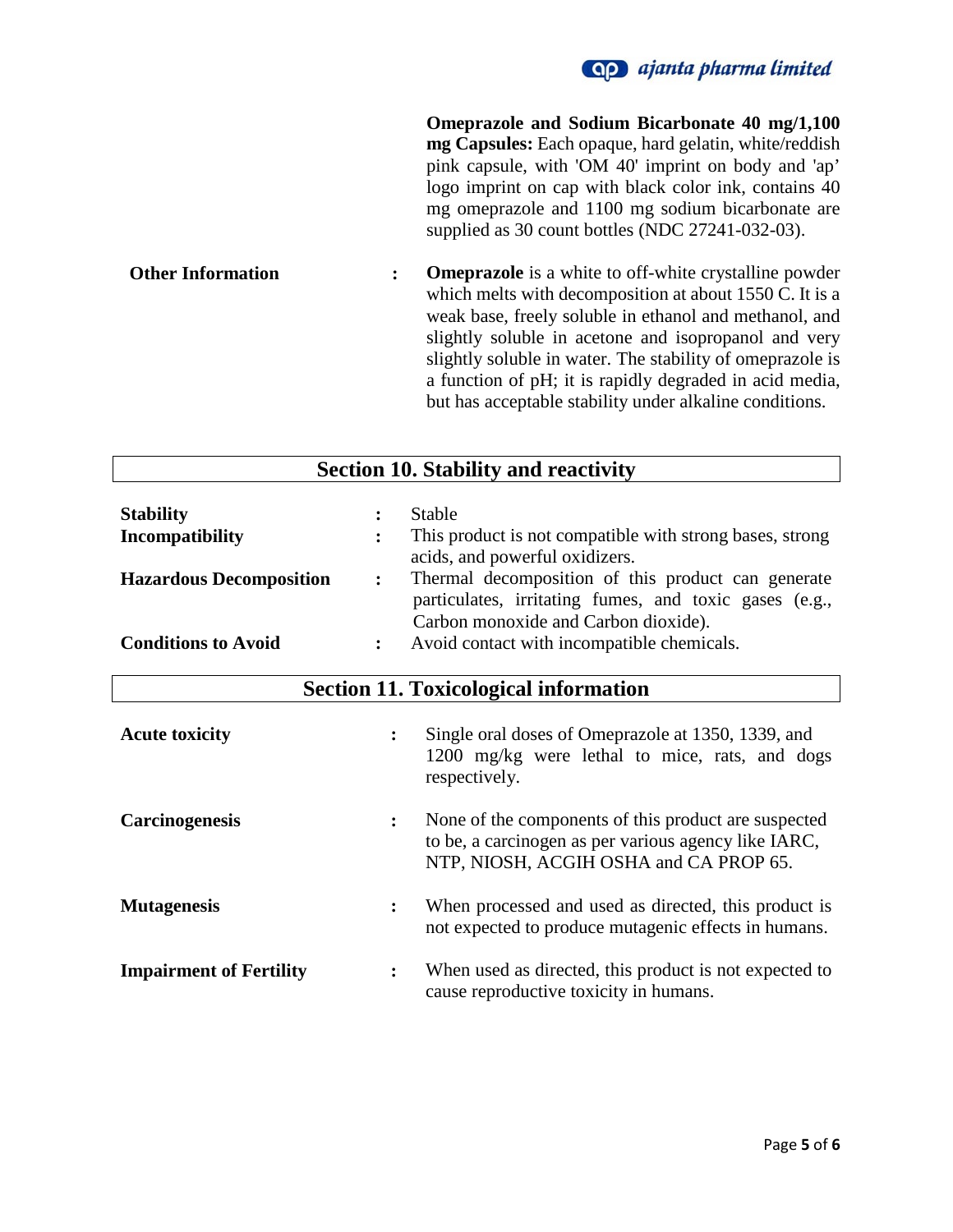**Omeprazole and Sodium Bicarbonate 40 mg/1,100 mg Capsules:** Each opaque, hard gelatin, white/reddish pink capsule, with 'OM 40' imprint on body and 'ap' logo imprint on cap with black color ink, contains 40 mg omeprazole and 1100 mg sodium bicarbonate are supplied as 30 count bottles (NDC 27241-032-03).

**Other Information** : **Omeprazole** is a white to off-white crystalline powder which melts with decomposition at about 1550 C. It is a weak base, freely soluble in ethanol and methanol, and slightly soluble in acetone and isopropanol and very slightly soluble in water. The stability of omeprazole is a function of pH; it is rapidly degraded in acid media, but has acceptable stability under alkaline conditions.

## Section 10. Stability and reactivity

**Stability** : Stable

**Incompatibility** : This product is not compatible with strong bases, strong acids, and powerful oxidizers.

**Hazardous Decomposition** : Thermal decomposition of this product can generate particulates, irritating fumes, and toxic gases (e.g., Carbon monoxide and Carbon dioxide).

**Conditions to Avoid** : Avoid contact with incompatible chemicals.

## Section 11. Toxicological information

**Acute toxicity** : Single oral doses of Omeprazole at 1350, 1339, and 1200 mg/kg were lethal to mice, rats, and dogs respectively.

**Carcinogenesis** : None of the components of this product are suspected to be, a carcinogen as per various agency like IARC, NTP, NIOSH, ACGIH OSHA and CA PROP 65.

**Mutagenesis** : When processed and used as directed, this product is not expected to produce mutagenic effects in humans.

**Impairment of Fertility** : When used as directed, this product is not expected to cause reproductive toxicity in humans.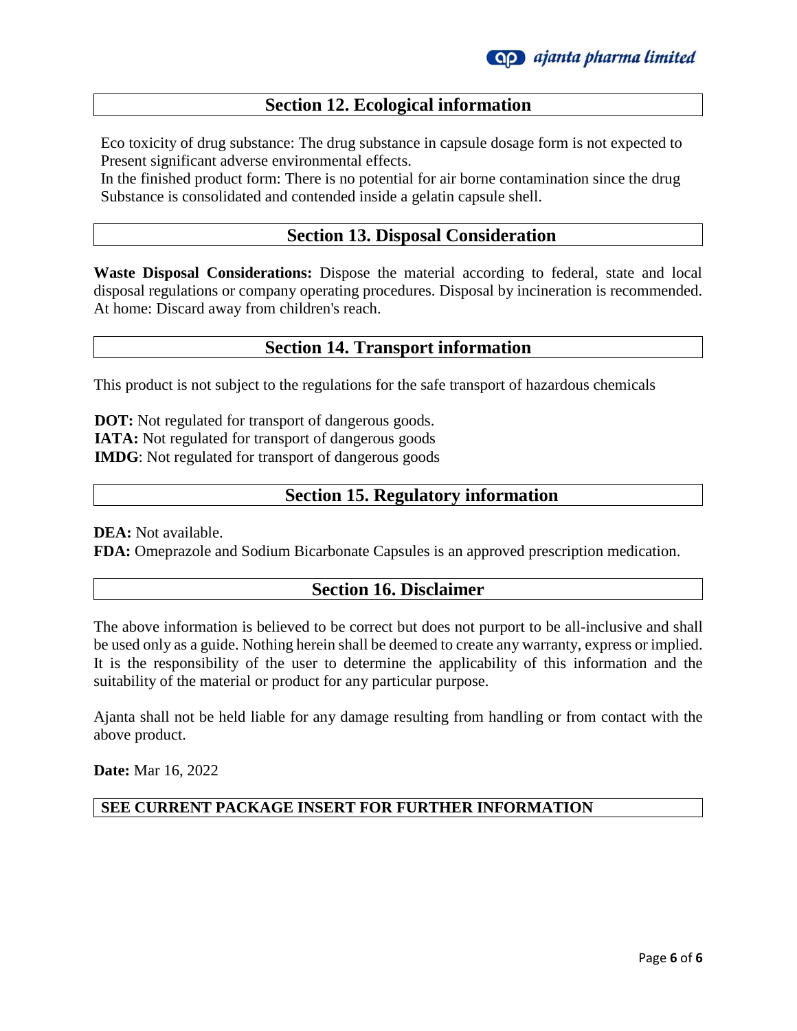## Section 12. Ecological information

Eco toxicity of drug substance: The drug substance in capsule dosage form is not expected to Present significant adverse environmental effects.
In the finished product form: There is no potential for air borne contamination since the drug Substance is consolidated and contended inside a gelatin capsule shell.

## Section 13. Disposal Consideration

**Waste Disposal Considerations:** Dispose the material according to federal, state and local disposal regulations or company operating procedures. Disposal by incineration is recommended. At home: Discard away from children's reach.

## Section 14. Transport information

This product is not subject to the regulations for the safe transport of hazardous chemicals

**DOT:** Not regulated for transport of dangerous goods.
**IATA:** Not regulated for transport of dangerous goods
**IMDG**: Not regulated for transport of dangerous goods

## Section 15. Regulatory information

**DEA:** Not available.
**FDA:** Omeprazole and Sodium Bicarbonate Capsules is an approved prescription medication.

## Section 16. Disclaimer

The above information is believed to be correct but does not purport to be all-inclusive and shall be used only as a guide. Nothing herein shall be deemed to create any warranty, express or implied. It is the responsibility of the user to determine the applicability of this information and the suitability of the material or product for any particular purpose.

Ajanta shall not be held liable for any damage resulting from handling or from contact with the above product.

**Date:** Mar 16, 2022

**SEE CURRENT PACKAGE INSERT FOR FURTHER INFORMATION**